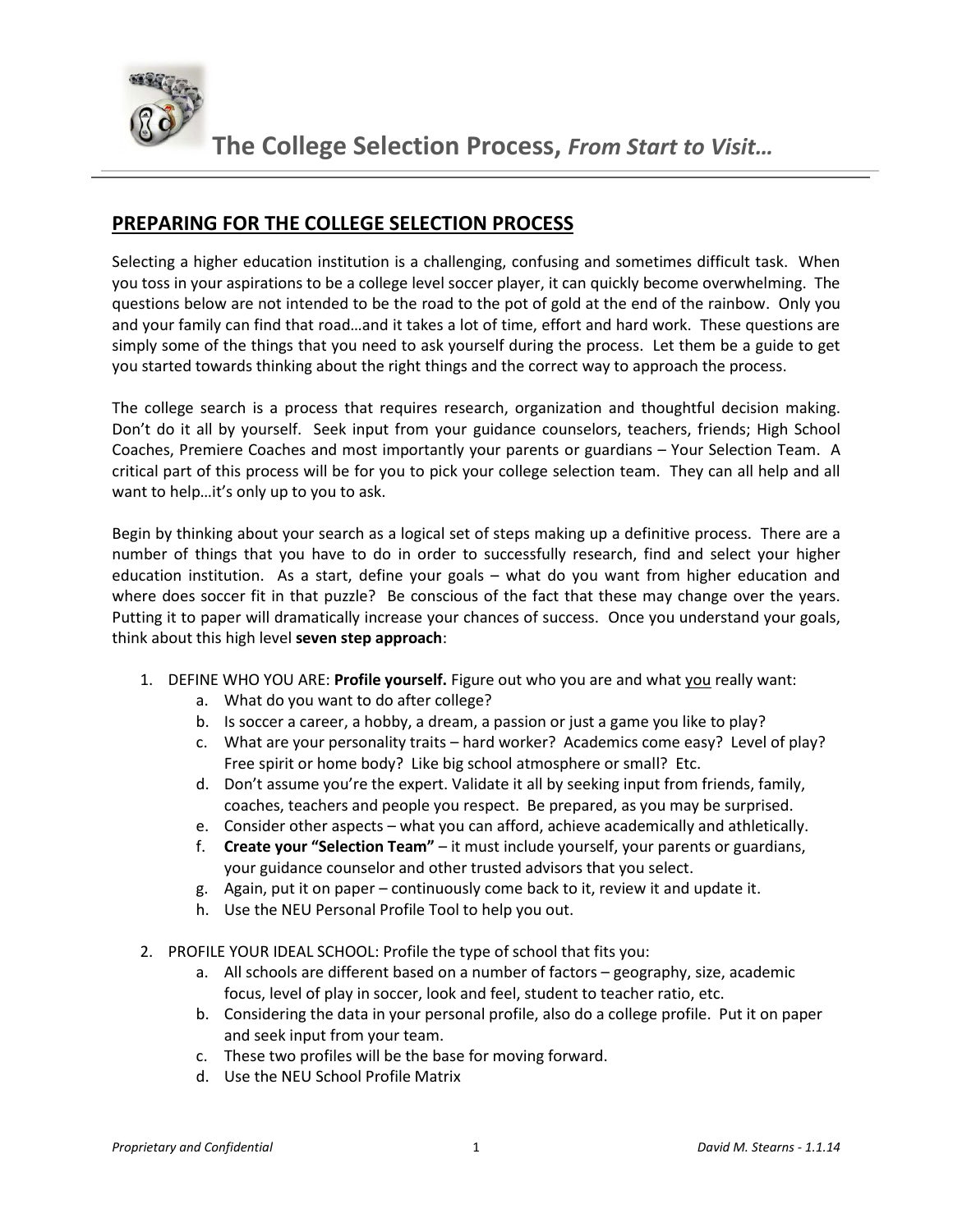# The College Selection Process, *From Start to Visit…*

## PREPARING FOR THE COLLEGE SELECTION PROCESS

Selecting a higher education institution is a challenging, confusing and sometimes difficult task. When you toss in your aspirations to be a college level soccer player, it can quickly become overwhelming. The questions below are not intended to be the road to the pot of gold at the end of the rainbow. Only you and your family can find that road…and it takes a lot of time, effort and hard work. These questions are simply some of the things that you need to ask yourself during the process. Let them be a guide to get you started towards thinking about the right things and the correct way to approach the process.

The college search is a process that requires research, organization and thoughtful decision making. Don't do it all by yourself. Seek input from your guidance counselors, teachers, friends; High School Coaches, Premiere Coaches and most importantly your parents or guardians – Your Selection Team. A critical part of this process will be for you to pick your college selection team. They can all help and all want to help…it's only up to you to ask.

Begin by thinking about your search as a logical set of steps making up a definitive process. There are a number of things that you have to do in order to successfully research, find and select your higher education institution. As a start, define your goals – what do you want from higher education and where does soccer fit in that puzzle? Be conscious of the fact that these may change over the years. Putting it to paper will dramatically increase your chances of success. Once you understand your goals, think about this high level **seven step approach**:

1. DEFINE WHO YOU ARE: **Profile yourself.** Figure out who you are and what <u>you</u> really want:
   a. What do you want to do after college?
   b. Is soccer a career, a hobby, a dream, a passion or just a game you like to play?
   c. What are your personality traits – hard worker? Academics come easy? Level of play? Free spirit or home body? Like big school atmosphere or small? Etc.
   d. Don't assume you're the expert. Validate it all by seeking input from friends, family, coaches, teachers and people you respect. Be prepared, as you may be surprised.
   e. Consider other aspects – what you can afford, achieve academically and athletically.
   f. **Create your "Selection Team"** – it must include yourself, your parents or guardians, your guidance counselor and other trusted advisors that you select.
   g. Again, put it on paper – continuously come back to it, review it and update it.
   h. Use the NEU Personal Profile Tool to help you out.

2. PROFILE YOUR IDEAL SCHOOL: Profile the type of school that fits you:
   a. All schools are different based on a number of factors – geography, size, academic focus, level of play in soccer, look and feel, student to teacher ratio, etc.
   b. Considering the data in your personal profile, also do a college profile. Put it on paper and seek input from your team.
   c. These two profiles will be the base for moving forward.
   d. Use the NEU School Profile Matrix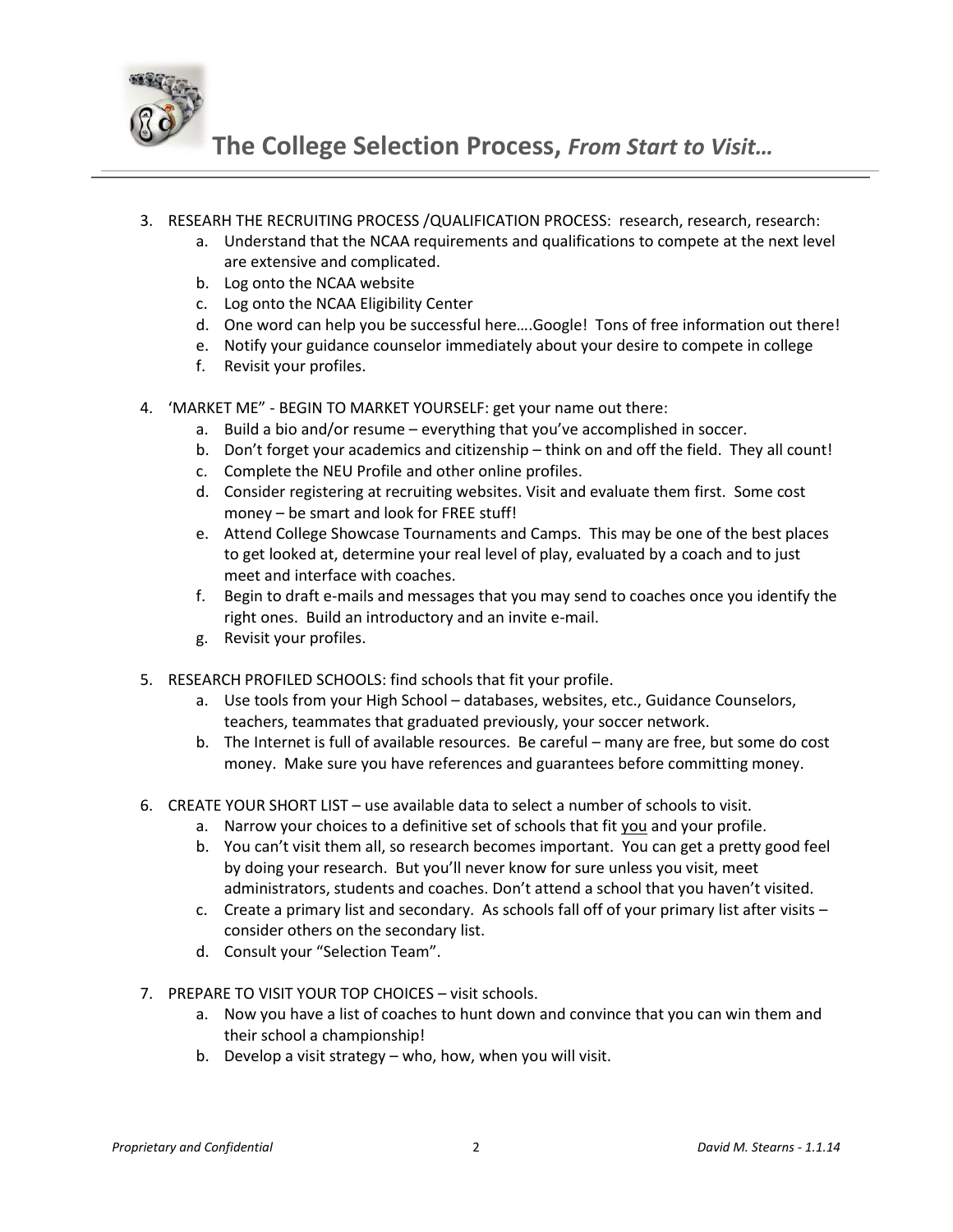3. RESEARH THE RECRUITING PROCESS /QUALIFICATION PROCESS: research, research, research:
   a. Understand that the NCAA requirements and qualifications to compete at the next level are extensive and complicated.
   b. Log onto the NCAA website
   c. Log onto the NCAA Eligibility Center
   d. One word can help you be successful here….Google! Tons of free information out there!
   e. Notify your guidance counselor immediately about your desire to compete in college
   f. Revisit your profiles.

4. 'MARKET ME" - BEGIN TO MARKET YOURSELF: get your name out there:
   a. Build a bio and/or resume – everything that you've accomplished in soccer.
   b. Don't forget your academics and citizenship – think on and off the field. They all count!
   c. Complete the NEU Profile and other online profiles.
   d. Consider registering at recruiting websites. Visit and evaluate them first. Some cost money – be smart and look for FREE stuff!
   e. Attend College Showcase Tournaments and Camps. This may be one of the best places to get looked at, determine your real level of play, evaluated by a coach and to just meet and interface with coaches.
   f. Begin to draft e-mails and messages that you may send to coaches once you identify the right ones. Build an introductory and an invite e-mail.
   g. Revisit your profiles.

5. RESEARCH PROFILED SCHOOLS: find schools that fit your profile.
   a. Use tools from your High School – databases, websites, etc., Guidance Counselors, teachers, teammates that graduated previously, your soccer network.
   b. The Internet is full of available resources. Be careful – many are free, but some do cost money. Make sure you have references and guarantees before committing money.

6. CREATE YOUR SHORT LIST – use available data to select a number of schools to visit.
   a. Narrow your choices to a definitive set of schools that fit <u>you</u> and your profile.
   b. You can't visit them all, so research becomes important. You can get a pretty good feel by doing your research. But you'll never know for sure unless you visit, meet administrators, students and coaches. Don't attend a school that you haven't visited.
   c. Create a primary list and secondary. As schools fall off of your primary list after visits – consider others on the secondary list.
   d. Consult your "Selection Team".

7. PREPARE TO VISIT YOUR TOP CHOICES – visit schools.
   a. Now you have a list of coaches to hunt down and convince that you can win them and their school a championship!
   b. Develop a visit strategy – who, how, when you will visit.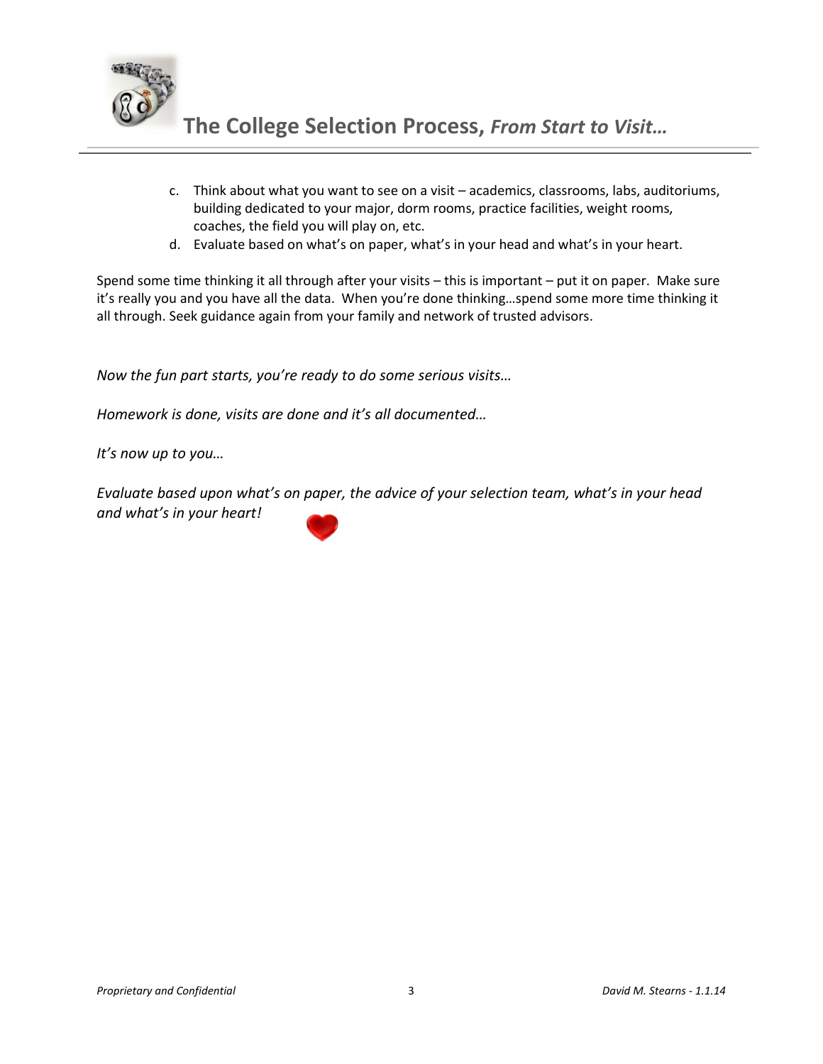c. Think about what you want to see on a visit – academics, classrooms, labs, auditoriums, building dedicated to your major, dorm rooms, practice facilities, weight rooms, coaches, the field you will play on, etc.
d. Evaluate based on what's on paper, what's in your head and what's in your heart.

Spend some time thinking it all through after your visits – this is important – put it on paper. Make sure it's really you and you have all the data. When you're done thinking…spend some more time thinking it all through. Seek guidance again from your family and network of trusted advisors.

*Now the fun part starts, you're ready to do some serious visits…*

*Homework is done, visits are done and it's all documented…*

*It's now up to you…*

*Evaluate based upon what's on paper, the advice of your selection team, what's in your head and what's in your heart!*